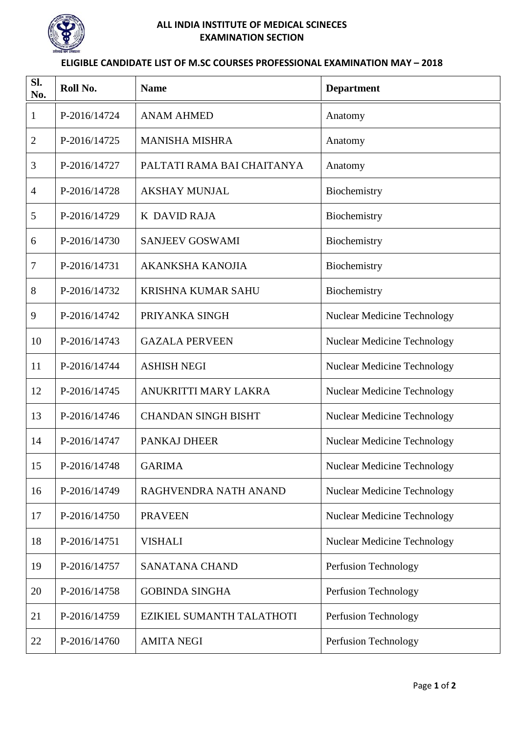**ALL INDIA INSTITUTE OF MEDICAL SCINECES**
**EXAMINATION SECTION**

**ELIGIBLE CANDIDATE LIST OF M.SC COURSES PROFESSIONAL EXAMINATION MAY – 2018**

| Sl. No. | Roll No. | Name | Department |
|---|---|---|---|
| 1 | P-2016/14724 | ANAM AHMED | Anatomy |
| 2 | P-2016/14725 | MANISHA MISHRA | Anatomy |
| 3 | P-2016/14727 | PALTATI RAMA BAI CHAITANYA | Anatomy |
| 4 | P-2016/14728 | AKSHAY MUNJAL | Biochemistry |
| 5 | P-2016/14729 | K DAVID RAJA | Biochemistry |
| 6 | P-2016/14730 | SANJEEV GOSWAMI | Biochemistry |
| 7 | P-2016/14731 | AKANKSHA KANOJIA | Biochemistry |
| 8 | P-2016/14732 | KRISHNA KUMAR SAHU | Biochemistry |
| 9 | P-2016/14742 | PRIYANKA SINGH | Nuclear Medicine Technology |
| 10 | P-2016/14743 | GAZALA PERVEEN | Nuclear Medicine Technology |
| 11 | P-2016/14744 | ASHISH NEGI | Nuclear Medicine Technology |
| 12 | P-2016/14745 | ANUKRITTI MARY LAKRA | Nuclear Medicine Technology |
| 13 | P-2016/14746 | CHANDAN SINGH BISHT | Nuclear Medicine Technology |
| 14 | P-2016/14747 | PANKAJ DHEER | Nuclear Medicine Technology |
| 15 | P-2016/14748 | GARIMA | Nuclear Medicine Technology |
| 16 | P-2016/14749 | RAGHVENDRA NATH ANAND | Nuclear Medicine Technology |
| 17 | P-2016/14750 | PRAVEEN | Nuclear Medicine Technology |
| 18 | P-2016/14751 | VISHALI | Nuclear Medicine Technology |
| 19 | P-2016/14757 | SANATANA CHAND | Perfusion Technology |
| 20 | P-2016/14758 | GOBINDA SINGHA | Perfusion Technology |
| 21 | P-2016/14759 | EZIKIEL SUMANTH TALATHOTI | Perfusion Technology |
| 22 | P-2016/14760 | AMITA NEGI | Perfusion Technology |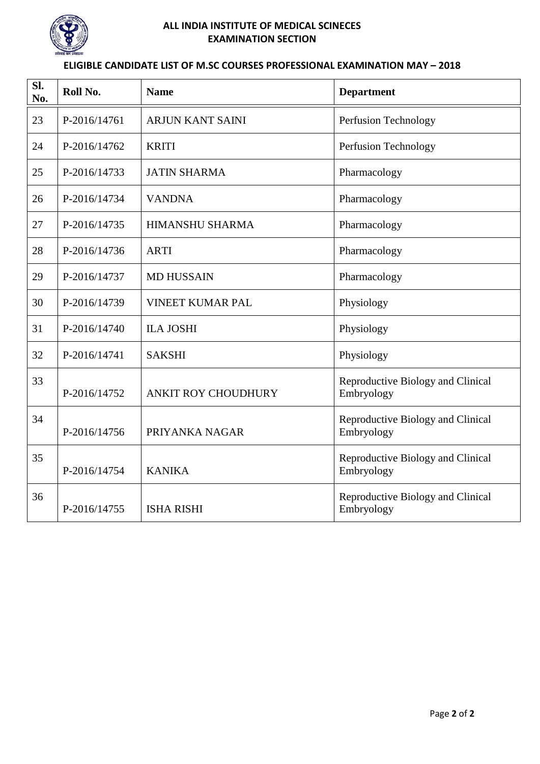# ALL INDIA INSTITUTE OF MEDICAL SCINECES
## EXAMINATION SECTION

### ELIGIBLE CANDIDATE LIST OF M.SC COURSES PROFESSIONAL EXAMINATION MAY – 2018

| Sl. No. | Roll No. | Name | Department |
|---|---|---|---|
| 23 | P-2016/14761 | ARJUN KANT SAINI | Perfusion Technology |
| 24 | P-2016/14762 | KRITI | Perfusion Technology |
| 25 | P-2016/14733 | JATIN SHARMA | Pharmacology |
| 26 | P-2016/14734 | VANDNA | Pharmacology |
| 27 | P-2016/14735 | HIMANSHU SHARMA | Pharmacology |
| 28 | P-2016/14736 | ARTI | Pharmacology |
| 29 | P-2016/14737 | MD HUSSAIN | Pharmacology |
| 30 | P-2016/14739 | VINEET KUMAR PAL | Physiology |
| 31 | P-2016/14740 | ILA JOSHI | Physiology |
| 32 | P-2016/14741 | SAKSHI | Physiology |
| 33 | P-2016/14752 | ANKIT ROY CHOUDHURY | Reproductive Biology and Clinical Embryology |
| 34 | P-2016/14756 | PRIYANKA NAGAR | Reproductive Biology and Clinical Embryology |
| 35 | P-2016/14754 | KANIKA | Reproductive Biology and Clinical Embryology |
| 36 | P-2016/14755 | ISHA RISHI | Reproductive Biology and Clinical Embryology |